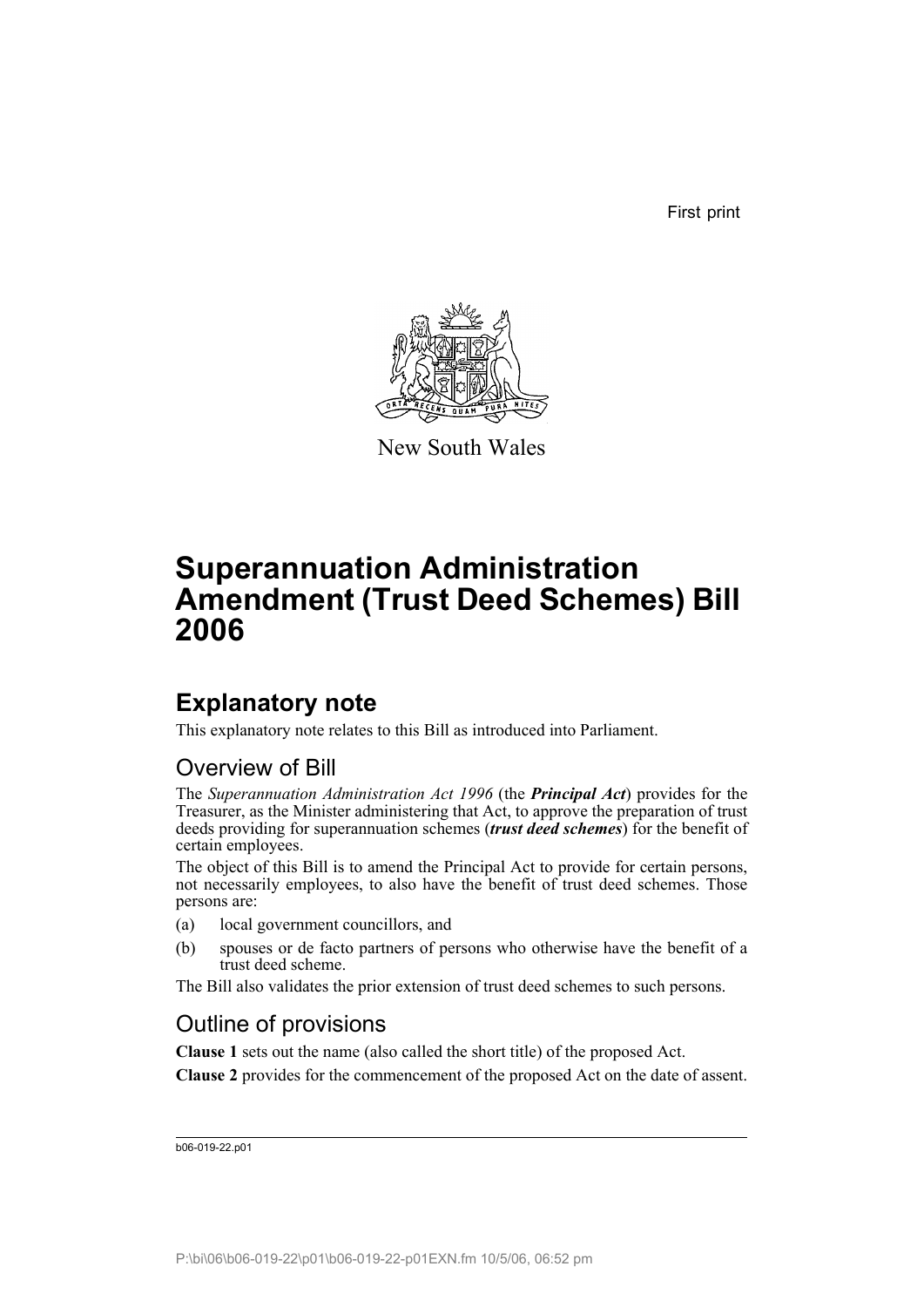First print

New South Wales

# Superannuation Administration Amendment (Trust Deed Schemes) Bill 2006

## Explanatory note

This explanatory note relates to this Bill as introduced into Parliament.

### Overview of Bill

The *Superannuation Administration Act 1996* (the ***Principal Act***) provides for the Treasurer, as the Minister administering that Act, to approve the preparation of trust deeds providing for superannuation schemes (***trust deed schemes***) for the benefit of certain employees.

The object of this Bill is to amend the Principal Act to provide for certain persons, not necessarily employees, to also have the benefit of trust deed schemes. Those persons are:

(a) local government councillors, and

(b) spouses or de facto partners of persons who otherwise have the benefit of a trust deed scheme.

The Bill also validates the prior extension of trust deed schemes to such persons.

### Outline of provisions

**Clause 1** sets out the name (also called the short title) of the proposed Act.

**Clause 2** provides for the commencement of the proposed Act on the date of assent.

b06-019-22.p01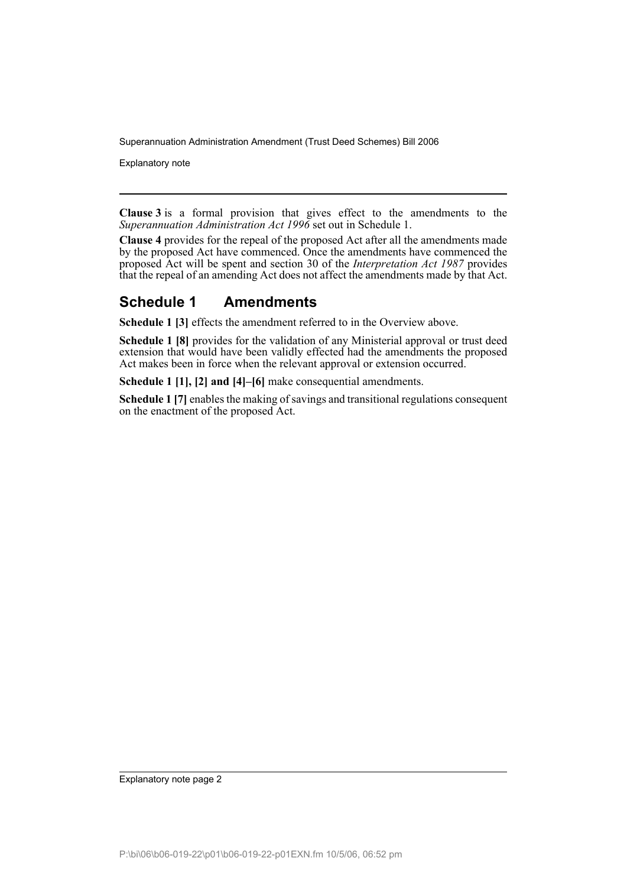**Clause 3** is a formal provision that gives effect to the amendments to the *Superannuation Administration Act 1996* set out in Schedule 1.

**Clause 4** provides for the repeal of the proposed Act after all the amendments made by the proposed Act have commenced. Once the amendments have commenced the proposed Act will be spent and section 30 of the *Interpretation Act 1987* provides that the repeal of an amending Act does not affect the amendments made by that Act.

## Schedule 1 Amendments

**Schedule 1 [3]** effects the amendment referred to in the Overview above.

**Schedule 1 [8]** provides for the validation of any Ministerial approval or trust deed extension that would have been validly effected had the amendments the proposed Act makes been in force when the relevant approval or extension occurred.

**Schedule 1 [1], [2] and [4]–[6]** make consequential amendments.

**Schedule 1 [7]** enables the making of savings and transitional regulations consequent on the enactment of the proposed Act.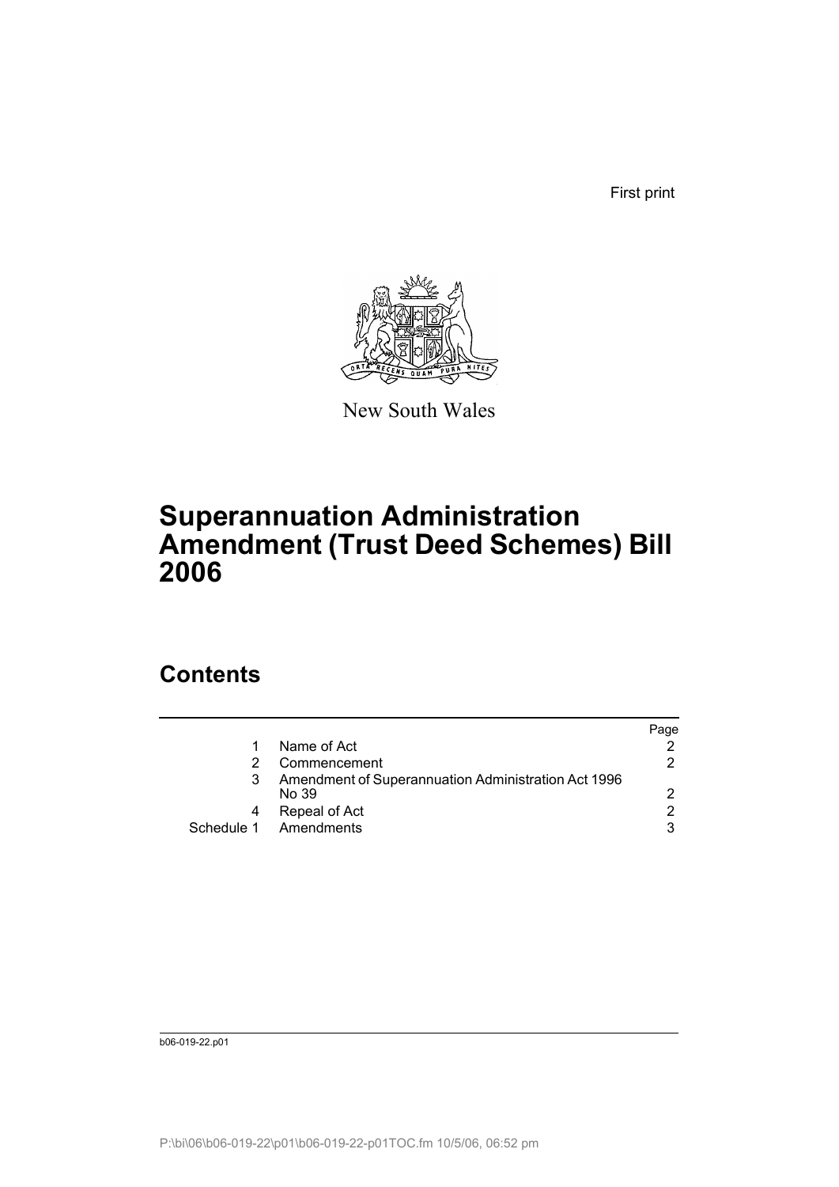First print

New South Wales

# Superannuation Administration Amendment (Trust Deed Schemes) Bill 2006

## Contents

| | | Page |
|---|---|---|
| 1 | Name of Act | 2 |
| 2 | Commencement | 2 |
| 3 | Amendment of Superannuation Administration Act 1996 No 39 | 2 |
| 4 | Repeal of Act | 2 |
| Schedule 1 | Amendments | 3 |

b06-019-22.p01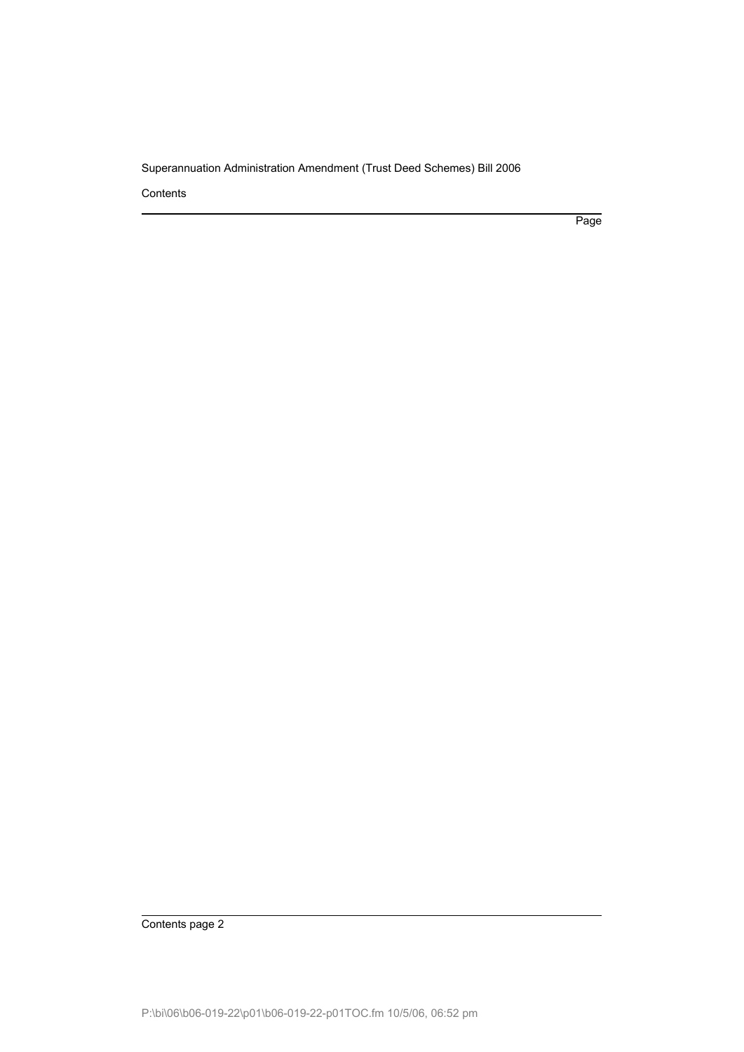Contents

Page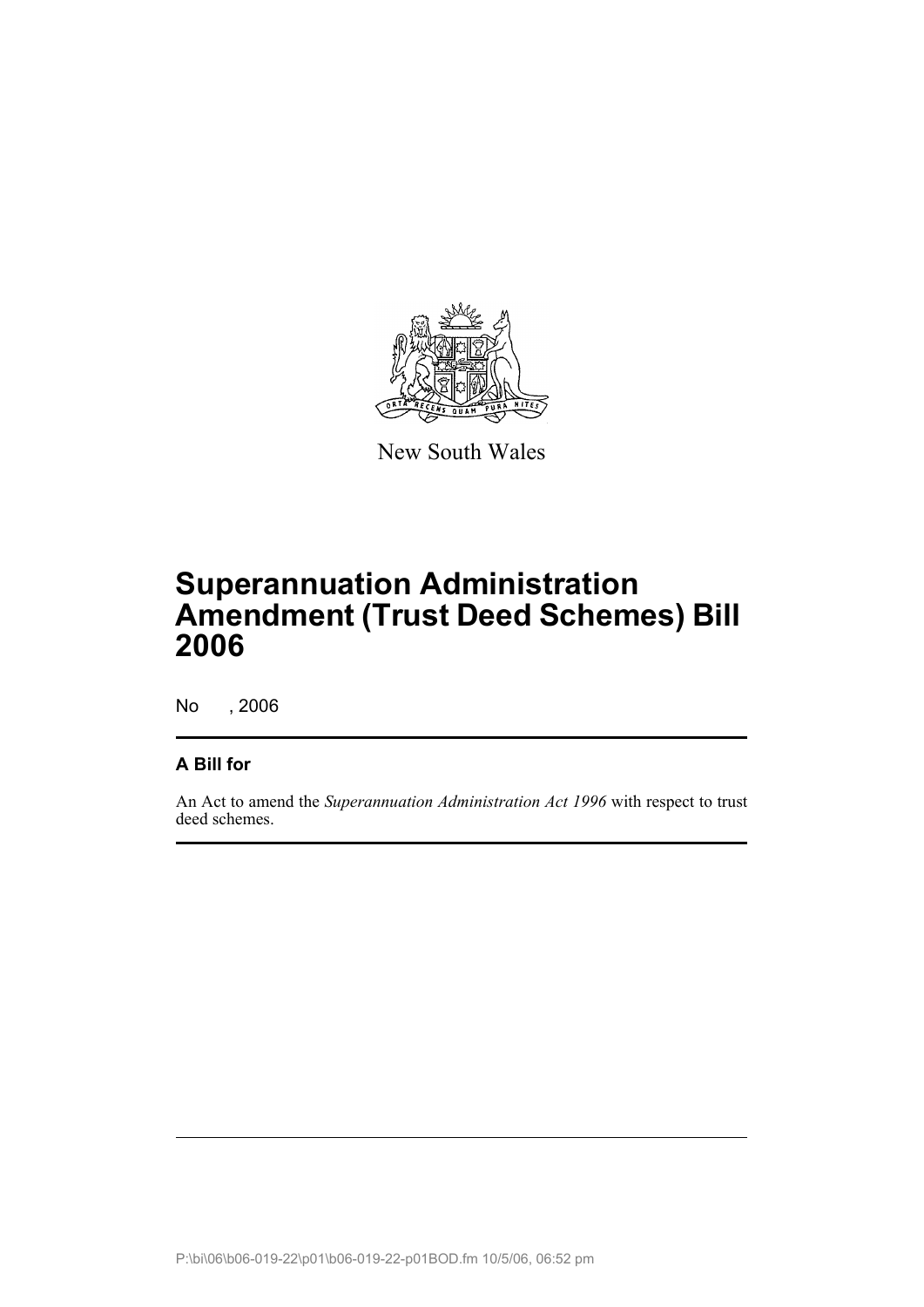New South Wales

# Superannuation Administration Amendment (Trust Deed Schemes) Bill 2006

No , 2006

## A Bill for

An Act to amend the *Superannuation Administration Act 1996* with respect to trust deed schemes.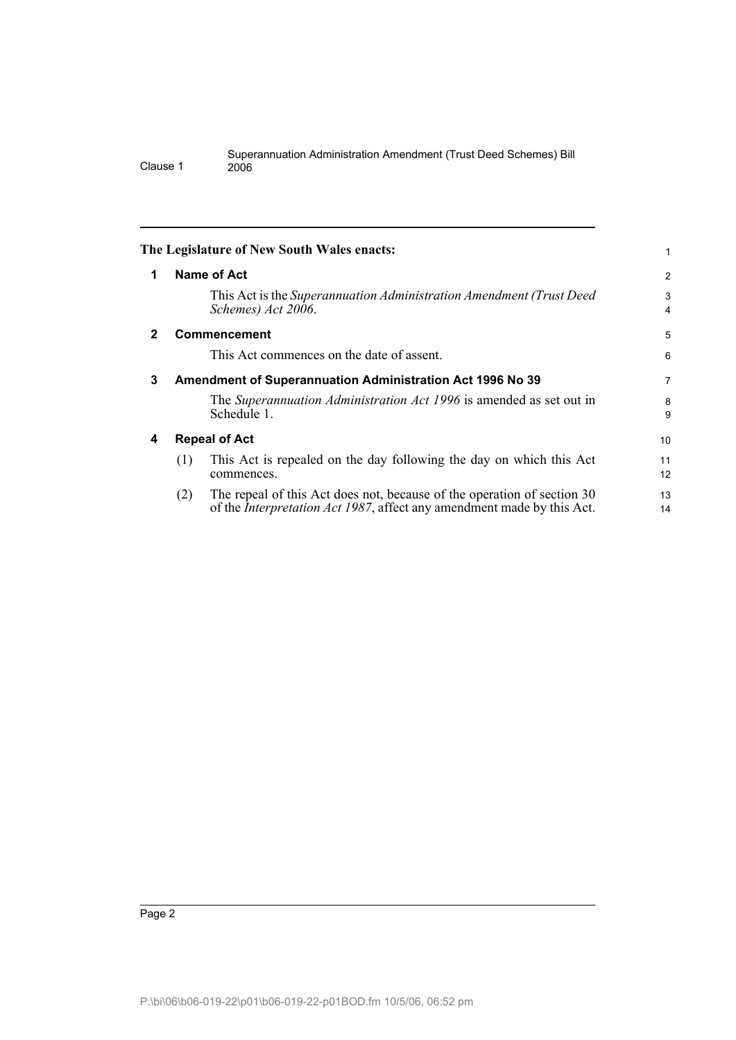**The Legislature of New South Wales enacts:**

## 1 Name of Act

This Act is the *Superannuation Administration Amendment (Trust Deed Schemes) Act 2006*.

## 2 Commencement

This Act commences on the date of assent.

## 3 Amendment of Superannuation Administration Act 1996 No 39

The *Superannuation Administration Act 1996* is amended as set out in Schedule 1.

## 4 Repeal of Act

(1) This Act is repealed on the day following the day on which this Act commences.

(2) The repeal of this Act does not, because of the operation of section 30 of the *Interpretation Act 1987*, affect any amendment made by this Act.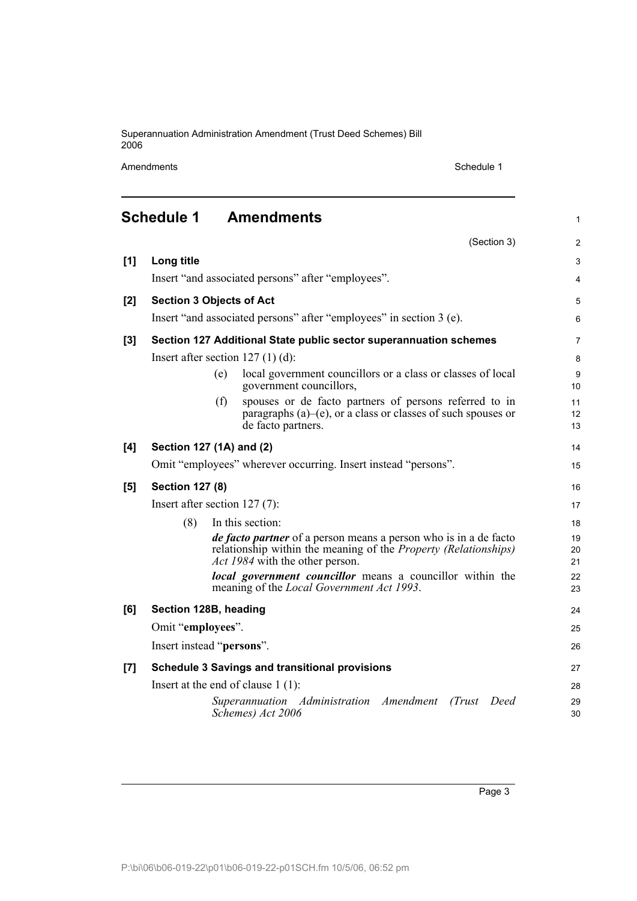## Schedule 1 Amendments

(Section 3)

**[1] Long title**

Insert "and associated persons" after "employees".

**[2] Section 3 Objects of Act**

Insert "and associated persons" after "employees" in section 3 (e).

**[3] Section 127 Additional State public sector superannuation schemes**

Insert after section 127 (1) (d):

(e) local government councillors or a class or classes of local government councillors,

(f) spouses or de facto partners of persons referred to in paragraphs (a)–(e), or a class or classes of such spouses or de facto partners.

**[4] Section 127 (1A) and (2)**

Omit "employees" wherever occurring. Insert instead "persons".

**[5] Section 127 (8)**

Insert after section 127 (7):

(8) In this section:

***de facto partner*** of a person means a person who is in a de facto relationship within the meaning of the *Property (Relationships) Act 1984* with the other person.

***local government councillor*** means a councillor within the meaning of the *Local Government Act 1993*.

**[6] Section 128B, heading**

Omit "**employees**".

Insert instead "**persons**".

**[7] Schedule 3 Savings and transitional provisions**

Insert at the end of clause 1 (1):

*Superannuation Administration Amendment (Trust Deed Schemes) Act 2006*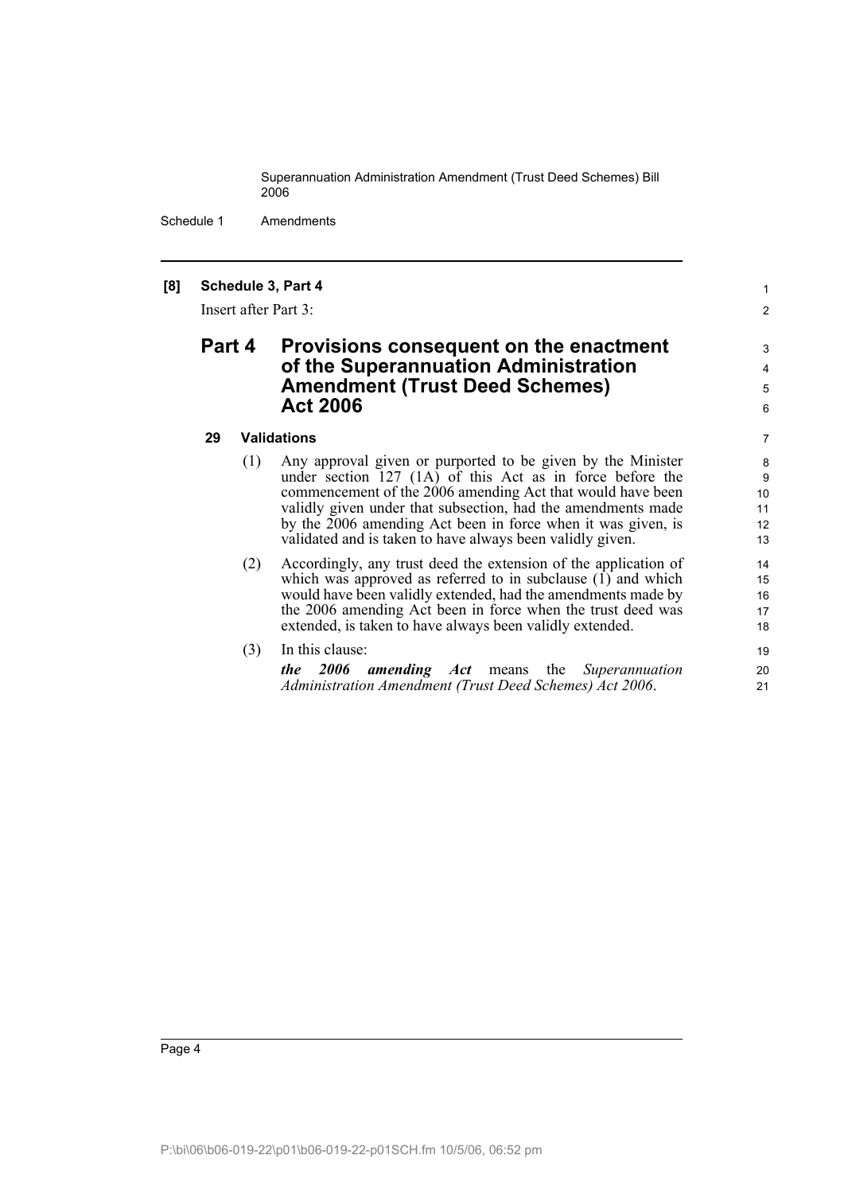**[8] Schedule 3, Part 4**

Insert after Part 3:

## Part 4 Provisions consequent on the enactment of the Superannuation Administration Amendment (Trust Deed Schemes) Act 2006

### 29 Validations

(1) Any approval given or purported to be given by the Minister under section 127 (1A) of this Act as in force before the commencement of the 2006 amending Act that would have been validly given under that subsection, had the amendments made by the 2006 amending Act been in force when it was given, is validated and is taken to have always been validly given.

(2) Accordingly, any trust deed the extension of the application of which was approved as referred to in subclause (1) and which would have been validly extended, had the amendments made by the 2006 amending Act been in force when the trust deed was extended, is taken to have always been validly extended.

(3) In this clause:

***the 2006 amending Act*** means the *Superannuation Administration Amendment (Trust Deed Schemes) Act 2006*.